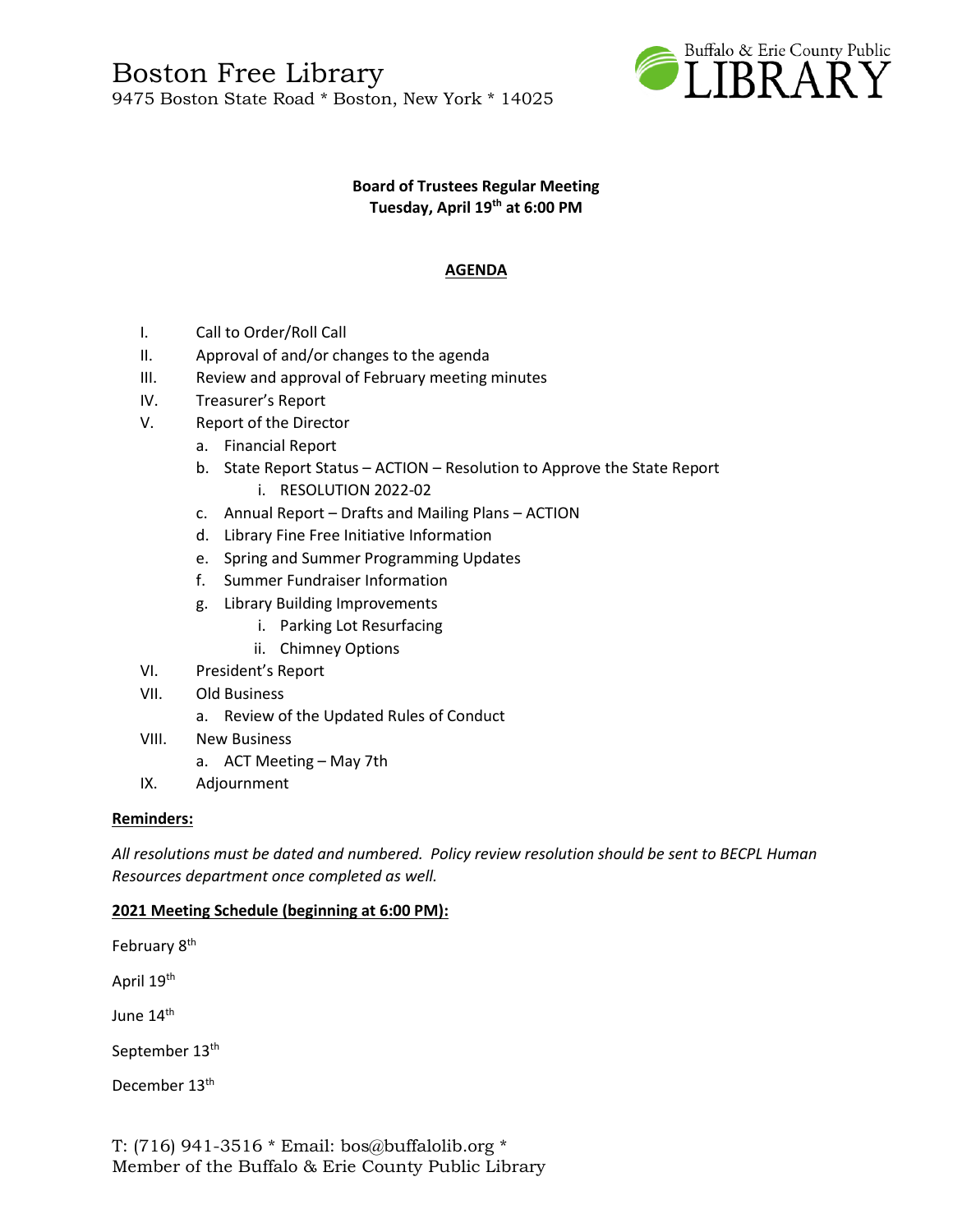# Boston Free Library

9475 Boston State Road * Boston, New York * 14025

Buffalo & Erie County Public LIBRARY

**Board of Trustees Regular Meeting**
**Tuesday, April 19th at 6:00 PM**

**AGENDA**

I. Call to Order/Roll Call
II. Approval of and/or changes to the agenda
III. Review and approval of February meeting minutes
IV. Treasurer's Report
V. Report of the Director
  a. Financial Report
  b. State Report Status – ACTION – Resolution to Approve the State Report
    i. RESOLUTION 2022-02
  c. Annual Report – Drafts and Mailing Plans – ACTION
  d. Library Fine Free Initiative Information
  e. Spring and Summer Programming Updates
  f. Summer Fundraiser Information
  g. Library Building Improvements
    i. Parking Lot Resurfacing
    ii. Chimney Options
VI. President's Report
VII. Old Business
  a. Review of the Updated Rules of Conduct
VIII. New Business
  a. ACT Meeting – May 7th
IX. Adjournment

**Reminders:**

*All resolutions must be dated and numbered. Policy review resolution should be sent to BECPL Human Resources department once completed as well.*

**2021 Meeting Schedule (beginning at 6:00 PM):**

February 8th

April 19th

June 14th

September 13th

December 13th

T: (716) 941-3516 * Email: bos@buffalolib.org *
Member of the Buffalo & Erie County Public Library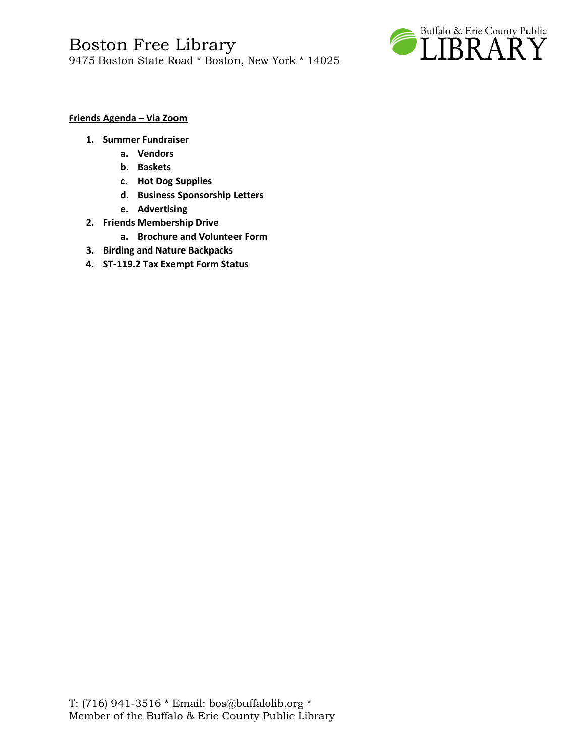# Boston Free Library

9475 Boston State Road * Boston, New York * 14025

**Friends Agenda – Via Zoom**

1. **Summer Fundraiser**
   a. **Vendors**
   b. **Baskets**
   c. **Hot Dog Supplies**
   d. **Business Sponsorship Letters**
   e. **Advertising**
2. **Friends Membership Drive**
   a. **Brochure and Volunteer Form**
3. **Birding and Nature Backpacks**
4. **ST-119.2 Tax Exempt Form Status**

T: (716) 941-3516 * Email: bos@buffalolib.org *
Member of the Buffalo & Erie County Public Library